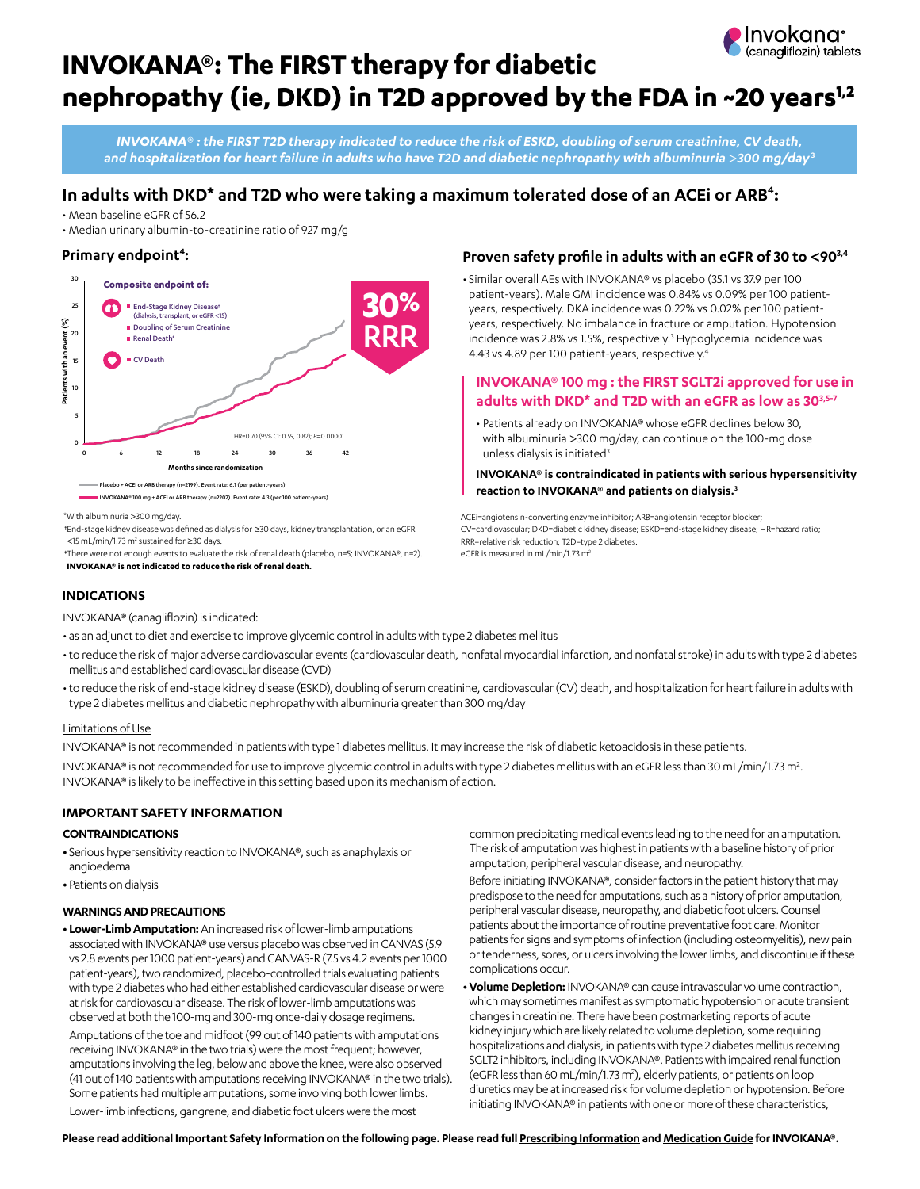# INVOKANA®: The FIRST therapy for diabetic nephropathy (ie, DKD) in T2D approved by the FDA in ~20 years[1,2]

***INVOKANA® : the FIRST T2D therapy indicated to reduce the risk of ESKD, doubling of serum creatinine, CV death, and hospitalization for heart failure in adults who have T2D and diabetic nephropathy with albuminuria >300 mg/day[3]***

## In adults with DKD* and T2D who were taking a maximum tolerated dose of an ACEi or ARB[4]:

- Mean baseline eGFR of 56.2
- Median urinary albumin-to-creatinine ratio of 927 mg/g

### Primary endpoint[4]:

**Composite endpoint of:**

- End-Stage Kidney Disease† (dialysis, transplant, or eGFR <15)
- Doubling of Serum Creatinine
- Renal Death‡
- CV Death

**30% RRR**

HR=0.70 (95% CI: 0.59, 0.82); P=0.00001

Patients with an event (%) vs. Months since randomization (0–42)

- Placebo + ACEi or ARB therapy (n=2199). Event rate: 6.1 (per patient-years)
- INVOKANA® 100 mg + ACEi or ARB therapy (n=2202). Event rate: 4.3 (per 100 patient-years)

*With albuminuria >300 mg/day.

†End-stage kidney disease was defined as dialysis for ≥30 days, kidney transplantation, or an eGFR <15 mL/min/1.73 m² sustained for ≥30 days.

‡There were not enough events to evaluate the risk of renal death (placebo, n=5; INVOKANA®, n=2). **INVOKANA® is not indicated to reduce the risk of renal death.**

### Proven safety profile in adults with an eGFR of 30 to <90[3,4]

- Similar overall AEs with INVOKANA® vs placebo (35.1 vs 37.9 per 100 patient-years). Male GMI incidence was 0.84% vs 0.09% per 100 patient-years, respectively. DKA incidence was 0.22% vs 0.02% per 100 patient-years, respectively. No imbalance in fracture or amputation. Hypotension incidence was 2.8% vs 1.5%, respectively.[3] Hypoglycemia incidence was 4.43 vs 4.89 per 100 patient-years, respectively.[4]

### INVOKANA® 100 mg : the FIRST SGLT2i approved for use in adults with DKD* and T2D with an eGFR as low as 30[3,5-7]

- Patients already on INVOKANA® whose eGFR declines below 30, with albuminuria >300 mg/day, can continue on the 100-mg dose unless dialysis is initiated[3]

**INVOKANA® is contraindicated in patients with serious hypersensitivity reaction to INVOKANA® and patients on dialysis.[3]**

ACEi=angiotensin-converting enzyme inhibitor; ARB=angiotensin receptor blocker; CV=cardiovascular; DKD=diabetic kidney disease; ESKD=end-stage kidney disease; HR=hazard ratio; RRR=relative risk reduction; T2D=type 2 diabetes.
eGFR is measured in mL/min/1.73 m².

## INDICATIONS

INVOKANA® (canagliflozin) is indicated:

- as an adjunct to diet and exercise to improve glycemic control in adults with type 2 diabetes mellitus
- to reduce the risk of major adverse cardiovascular events (cardiovascular death, nonfatal myocardial infarction, and nonfatal stroke) in adults with type 2 diabetes mellitus and established cardiovascular disease (CVD)
- to reduce the risk of end-stage kidney disease (ESKD), doubling of serum creatinine, cardiovascular (CV) death, and hospitalization for heart failure in adults with type 2 diabetes mellitus and diabetic nephropathy with albuminuria greater than 300 mg/day

Limitations of Use

INVOKANA® is not recommended in patients with type 1 diabetes mellitus. It may increase the risk of diabetic ketoacidosis in these patients.

INVOKANA® is not recommended for use to improve glycemic control in adults with type 2 diabetes mellitus with an eGFR less than 30 mL/min/1.73 m². INVOKANA® is likely to be ineffective in this setting based upon its mechanism of action.

## IMPORTANT SAFETY INFORMATION

### CONTRAINDICATIONS

- Serious hypersensitivity reaction to INVOKANA®, such as anaphylaxis or angioedema
- Patients on dialysis

### WARNINGS AND PRECAUTIONS

- **Lower-Limb Amputation:** An increased risk of lower-limb amputations associated with INVOKANA® use versus placebo was observed in CANVAS (5.9 vs 2.8 events per 1000 patient-years) and CANVAS-R (7.5 vs 4.2 events per 1000 patient-years), two randomized, placebo-controlled trials evaluating patients with type 2 diabetes who had either established cardiovascular disease or were at risk for cardiovascular disease. The risk of lower-limb amputations was observed at both the 100-mg and 300-mg once-daily dosage regimens.

  Amputations of the toe and midfoot (99 out of 140 patients with amputations receiving INVOKANA® in the two trials) were the most frequent; however, amputations involving the leg, below and above the knee, were also observed (41 out of 140 patients with amputations receiving INVOKANA® in the two trials). Some patients had multiple amputations, some involving both lower limbs.

  Lower-limb infections, gangrene, and diabetic foot ulcers were the most common precipitating medical events leading to the need for an amputation. The risk of amputation was highest in patients with a baseline history of prior amputation, peripheral vascular disease, and neuropathy.

  Before initiating INVOKANA®, consider factors in the patient history that may predispose to the need for amputations, such as a history of prior amputation, peripheral vascular disease, neuropathy, and diabetic foot ulcers. Counsel patients about the importance of routine preventative foot care. Monitor patients for signs and symptoms of infection (including osteomyelitis), new pain or tenderness, sores, or ulcers involving the lower limbs, and discontinue if these complications occur.
- **Volume Depletion:** INVOKANA® can cause intravascular volume contraction, which may sometimes manifest as symptomatic hypotension or acute transient changes in creatinine. There have been postmarketing reports of acute kidney injury which are likely related to volume depletion, some requiring hospitalizations and dialysis, in patients with type 2 diabetes mellitus receiving SGLT2 inhibitors, including INVOKANA®. Patients with impaired renal function (eGFR less than 60 mL/min/1.73 m²), elderly patients, or patients on loop diuretics may be at increased risk for volume depletion or hypotension. Before initiating INVOKANA® in patients with one or more of these characteristics,

**Please read additional Important Safety Information on the following page. Please read full Prescribing Information and Medication Guide for INVOKANA®.**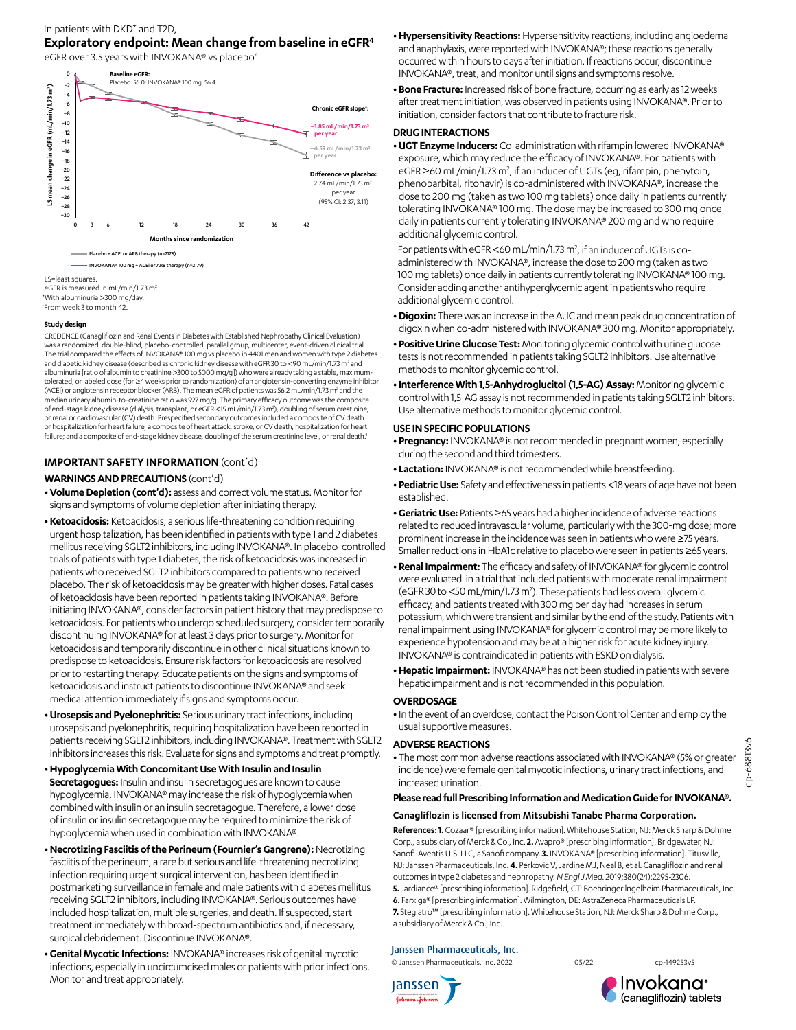In patients with DKD* and T2D,

## Exploratory endpoint: Mean change from baseline in eGFR[4]

eGFR over 3.5 years with INVOKANA® vs placebo[4]

Baseline eGFR:
Placebo: 56.0; INVOKANA® 100 mg: 56.4

Chronic eGFR slope†:
−1.85 mL/min/1.73 m² per year
−4.59 mL/min/1.73 m² per year

Difference vs placebo:
2.74 mL/min/1.73 m² per year
(95% CI: 2.37, 3.11)

LS mean change in eGFR (mL/min/1.73 m²)
0
−2
−4
−6
−8
−10
−12
−14
−16
−18
−20
−22
−24
−26
−28
−30

0 3 6 12 18 24 30 36 42

Months since randomization

Placebo + ACEi or ARB therapy (n=2178)
INVOKANA® 100 mg + ACEi or ARB therapy (n=2179)

LS=least squares.
eGFR is measured in mL/min/1.73 m².
*With albuminuria >300 mg/day.
†From week 3 to month 42.

#### Study design

CREDENCE (Canagliflozin and Renal Events in Diabetes with Established Nephropathy Clinical Evaluation) was a randomized, double-blind, placebo-controlled, parallel group, multicenter, event-driven clinical trial. The trial compared the effects of INVOKANA® 100 mg vs placebo in 4401 men and women with type 2 diabetes and diabetic kidney disease (described as chronic kidney disease with eGFR 30 to <90 mL/min/1.73 m² and albuminuria [ratio of albumin to creatinine >300 to 5000 mg/g]) who were already taking a stable, maximum-tolerated, or labeled dose (for ≥4 weeks prior to randomization) of an angiotensin-converting enzyme inhibitor (ACEi) or angiotensin receptor blocker (ARB). The mean eGFR of patients was 56.2 mL/min/1.73 m² and the median urinary albumin-to-creatinine ratio was 927 mg/g. The primary efficacy outcome was the composite of end-stage kidney disease (dialysis, transplant, or eGFR <15 mL/min/1.73 m²), doubling of serum creatinine, or renal or cardiovascular (CV) death. Prespecified secondary outcomes included a composite of CV death or hospitalization for heart failure; a composite of heart attack, stroke, or CV death; hospitalization for heart failure; and a composite of end-stage kidney disease, doubling of the serum creatinine level, or renal death.[4]

### IMPORTANT SAFETY INFORMATION (cont'd)

#### WARNINGS AND PRECAUTIONS (cont'd)

- **Volume Depletion (cont'd):** assess and correct volume status. Monitor for signs and symptoms of volume depletion after initiating therapy.
- **Ketoacidosis:** Ketoacidosis, a serious life-threatening condition requiring urgent hospitalization, has been identified in patients with type 1 and 2 diabetes mellitus receiving SGLT2 inhibitors, including INVOKANA®. In placebo-controlled trials of patients with type 1 diabetes, the risk of ketoacidosis was increased in patients who received SGLT2 inhibitors compared to patients who received placebo. The risk of ketoacidosis may be greater with higher doses. Fatal cases of ketoacidosis have been reported in patients taking INVOKANA®. Before initiating INVOKANA®, consider factors in patient history that may predispose to ketoacidosis. For patients who undergo scheduled surgery, consider temporarily discontinuing INVOKANA® for at least 3 days prior to surgery. Monitor for ketoacidosis and temporarily discontinue in other clinical situations known to predispose to ketoacidosis. Ensure risk factors for ketoacidosis are resolved prior to restarting therapy. Educate patients on the signs and symptoms of ketoacidosis and instruct patients to discontinue INVOKANA® and seek medical attention immediately if signs and symptoms occur.
- **Urosepsis and Pyelonephritis:** Serious urinary tract infections, including urosepsis and pyelonephritis, requiring hospitalization have been reported in patients receiving SGLT2 inhibitors, including INVOKANA®. Treatment with SGLT2 inhibitors increases this risk. Evaluate for signs and symptoms and treat promptly.
- **Hypoglycemia With Concomitant Use With Insulin and Insulin Secretagogues:** Insulin and insulin secretagogues are known to cause hypoglycemia. INVOKANA® may increase the risk of hypoglycemia when combined with insulin or an insulin secretagogue. Therefore, a lower dose of insulin or insulin secretagogue may be required to minimize the risk of hypoglycemia when used in combination with INVOKANA®.
- **Necrotizing Fasciitis of the Perineum (Fournier's Gangrene):** Necrotizing fasciitis of the perineum, a rare but serious and life-threatening necrotizing infection requiring urgent surgical intervention, has been identified in postmarketing surveillance in female and male patients with diabetes mellitus receiving SGLT2 inhibitors, including INVOKANA®. Serious outcomes have included hospitalization, multiple surgeries, and death. If suspected, start treatment immediately with broad-spectrum antibiotics and, if necessary, surgical debridement. Discontinue INVOKANA®.
- **Genital Mycotic Infections:** INVOKANA® increases risk of genital mycotic infections, especially in uncircumcised males or patients with prior infections. Monitor and treat appropriately.
- **Hypersensitivity Reactions:** Hypersensitivity reactions, including angioedema and anaphylaxis, were reported with INVOKANA®; these reactions generally occurred within hours to days after initiation. If reactions occur, discontinue INVOKANA®, treat, and monitor until signs and symptoms resolve.
- **Bone Fracture:** Increased risk of bone fracture, occurring as early as 12 weeks after treatment initiation, was observed in patients using INVOKANA®. Prior to initiation, consider factors that contribute to fracture risk.

#### DRUG INTERACTIONS

- **UGT Enzyme Inducers:** Co-administration with rifampin lowered INVOKANA® exposure, which may reduce the efficacy of INVOKANA®. For patients with eGFR ≥60 mL/min/1.73 m², if an inducer of UGTs (eg, rifampin, phenytoin, phenobarbital, ritonavir) is co-administered with INVOKANA®, increase the dose to 200 mg (taken as two 100 mg tablets) once daily in patients currently tolerating INVOKANA® 100 mg. The dose may be increased to 300 mg once daily in patients currently tolerating INVOKANA® 200 mg and who require additional glycemic control.

  For patients with eGFR <60 mL/min/1.73 m², if an inducer of UGTs is co-administered with INVOKANA®, increase the dose to 200 mg (taken as two 100 mg tablets) once daily in patients currently tolerating INVOKANA® 100 mg. Consider adding another antihyperglycemic agent in patients who require additional glycemic control.
- **Digoxin:** There was an increase in the AUC and mean peak drug concentration of digoxin when co-administered with INVOKANA® 300 mg. Monitor appropriately.
- **Positive Urine Glucose Test:** Monitoring glycemic control with urine glucose tests is not recommended in patients taking SGLT2 inhibitors. Use alternative methods to monitor glycemic control.
- **Interference With 1,5-Anhydroglucitol (1,5-AG) Assay:** Monitoring glycemic control with 1,5-AG assay is not recommended in patients taking SGLT2 inhibitors. Use alternative methods to monitor glycemic control.

#### USE IN SPECIFIC POPULATIONS

- **Pregnancy:** INVOKANA® is not recommended in pregnant women, especially during the second and third trimesters.
- **Lactation:** INVOKANA® is not recommended while breastfeeding.
- **Pediatric Use:** Safety and effectiveness in patients <18 years of age have not been established.
- **Geriatric Use:** Patients ≥65 years had a higher incidence of adverse reactions related to reduced intravascular volume, particularly with the 300-mg dose; more prominent increase in the incidence was seen in patients who were ≥75 years. Smaller reductions in HbA1c relative to placebo were seen in patients ≥65 years.
- **Renal Impairment:** The efficacy and safety of INVOKANA® for glycemic control were evaluated in a trial that included patients with moderate renal impairment (eGFR 30 to <50 mL/min/1.73 m²). These patients had less overall glycemic efficacy, and patients treated with 300 mg per day had increases in serum potassium, which were transient and similar by the end of the study. Patients with renal impairment using INVOKANA® for glycemic control may be more likely to experience hypotension and may be at a higher risk for acute kidney injury. INVOKANA® is contraindicated in patients with ESKD on dialysis.
- **Hepatic Impairment:** INVOKANA® has not been studied in patients with severe hepatic impairment and is not recommended in this population.

#### OVERDOSAGE

- In the event of an overdose, contact the Poison Control Center and employ the usual supportive measures.

#### ADVERSE REACTIONS

- The most common adverse reactions associated with INVOKANA® (5% or greater incidence) were female genital mycotic infections, urinary tract infections, and increased urination.

**Please read full Prescribing Information and Medication Guide for INVOKANA®.**

**Canagliflozin is licensed from Mitsubishi Tanabe Pharma Corporation.**

**References:** **1.** Cozaar® [prescribing information]. Whitehouse Station, NJ: Merck Sharp & Dohme Corp., a subsidiary of Merck & Co., Inc. **2.** Avapro® [prescribing information]. Bridgewater, NJ: Sanofi-Aventis U.S. LLC, a Sanofi company. **3.** INVOKANA® [prescribing information]. Titusville, NJ: Janssen Pharmaceuticals, Inc. **4.** Perkovic V, Jardine MJ, Neal B, et al. Canagliflozin and renal outcomes in type 2 diabetes and nephropathy. *N Engl J Med*. 2019;380(24):2295-2306. **5.** Jardiance® [prescribing information]. Ridgefield, CT: Boehringer Ingelheim Pharmaceuticals, Inc. **6.** Farxiga® [prescribing information]. Wilmington, DE: AstraZeneca Pharmaceuticals LP. **7.** Steglatro™ [prescribing information]. Whitehouse Station, NJ: Merck Sharp & Dohme Corp., a subsidiary of Merck & Co., Inc.

cp-68813v6

Janssen Pharmaceuticals, Inc.
© Janssen Pharmaceuticals, Inc. 2022 05/22 cp-149253v5

Invokana® (canagliflozin) tablets